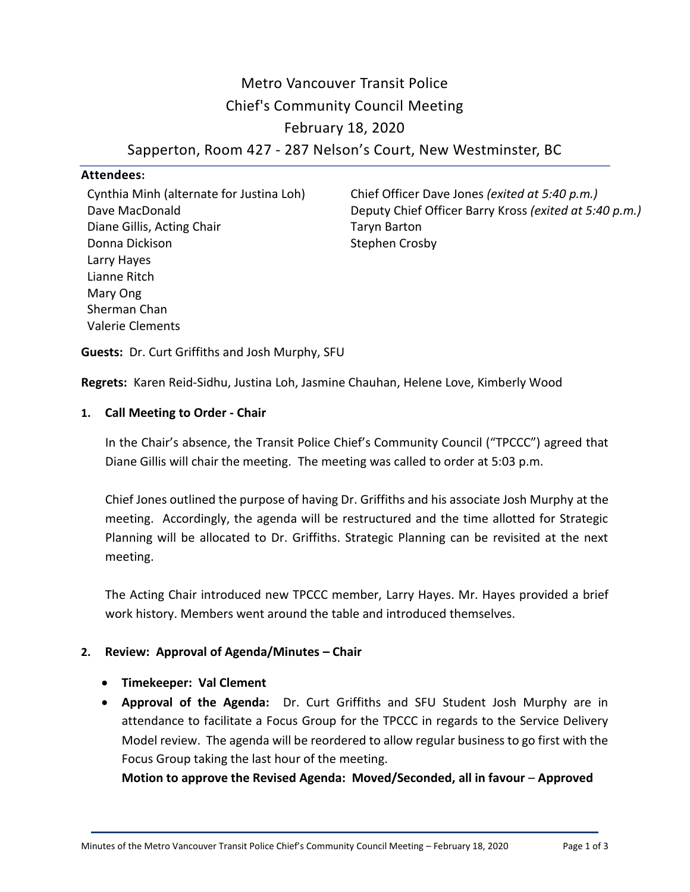# Metro Vancouver Transit Police
# Chief's Community Council Meeting
# February 18, 2020
# Sapperton, Room 427 - 287 Nelson's Court, New Westminster, BC

**Attendees:**

Cynthia Minh (alternate for Justina Loh)
Dave MacDonald
Diane Gillis, Acting Chair
Donna Dickison
Larry Hayes
Lianne Ritch
Mary Ong
Sherman Chan
Valerie Clements

Chief Officer Dave Jones *(exited at 5:40 p.m.)*
Deputy Chief Officer Barry Kross *(exited at 5:40 p.m.)*
Taryn Barton
Stephen Crosby

**Guests:** Dr. Curt Griffiths and Josh Murphy, SFU

**Regrets:** Karen Reid-Sidhu, Justina Loh, Jasmine Chauhan, Helene Love, Kimberly Wood

**1. Call Meeting to Order - Chair**

In the Chair's absence, the Transit Police Chief's Community Council ("TPCCC") agreed that Diane Gillis will chair the meeting. The meeting was called to order at 5:03 p.m.

Chief Jones outlined the purpose of having Dr. Griffiths and his associate Josh Murphy at the meeting. Accordingly, the agenda will be restructured and the time allotted for Strategic Planning will be allocated to Dr. Griffiths. Strategic Planning can be revisited at the next meeting.

The Acting Chair introduced new TPCCC member, Larry Hayes. Mr. Hayes provided a brief work history. Members went around the table and introduced themselves.

**2. Review: Approval of Agenda/Minutes – Chair**

- **Timekeeper: Val Clement**
- **Approval of the Agenda:** Dr. Curt Griffiths and SFU Student Josh Murphy are in attendance to facilitate a Focus Group for the TPCCC in regards to the Service Delivery Model review. The agenda will be reordered to allow regular business to go first with the Focus Group taking the last hour of the meeting.
  **Motion to approve the Revised Agenda: Moved/Seconded, all in favour – Approved**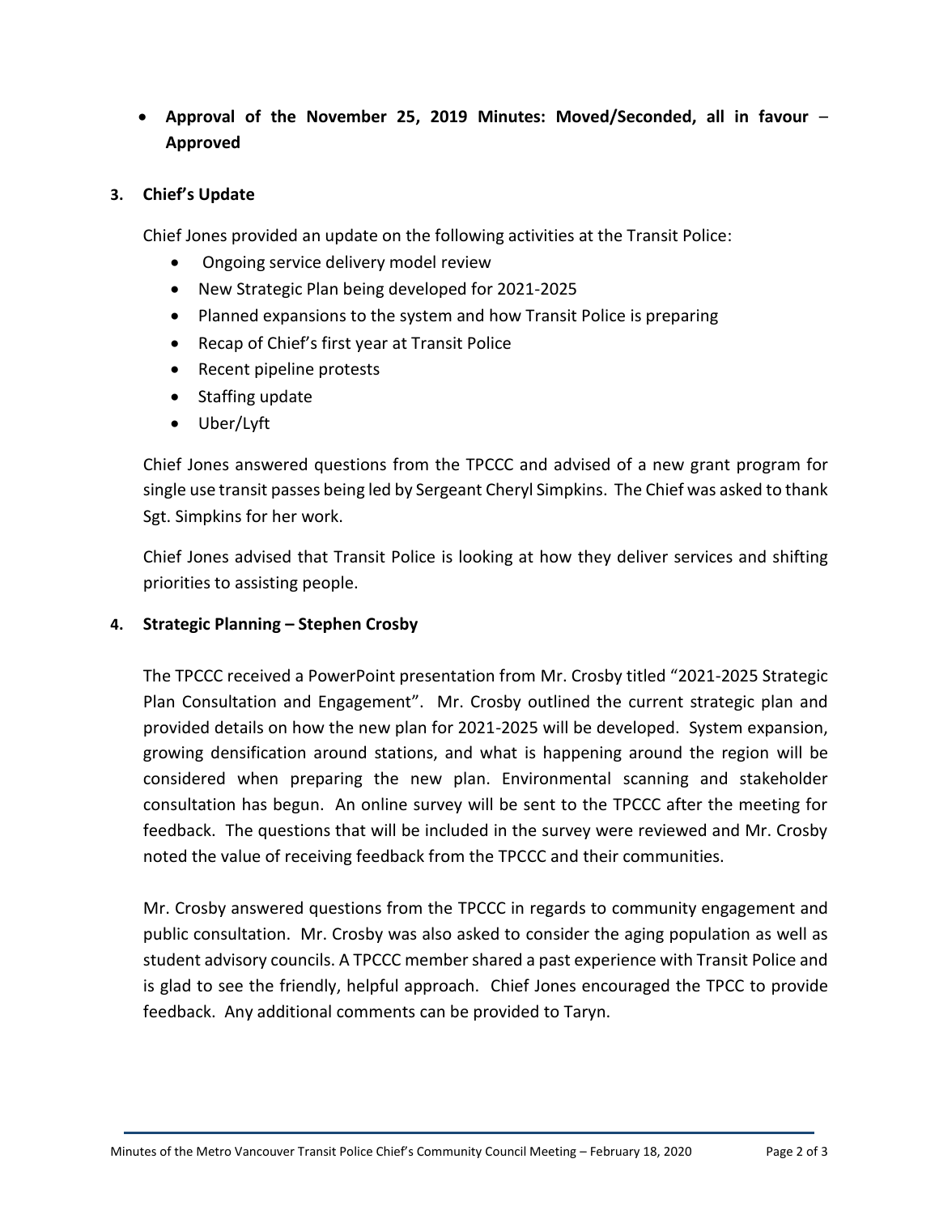- **Approval of the November 25, 2019 Minutes: Moved/Seconded, all in favour – Approved**

**3. Chief's Update**

Chief Jones provided an update on the following activities at the Transit Police:

- Ongoing service delivery model review
- New Strategic Plan being developed for 2021-2025
- Planned expansions to the system and how Transit Police is preparing
- Recap of Chief's first year at Transit Police
- Recent pipeline protests
- Staffing update
- Uber/Lyft

Chief Jones answered questions from the TPCCC and advised of a new grant program for single use transit passes being led by Sergeant Cheryl Simpkins. The Chief was asked to thank Sgt. Simpkins for her work.

Chief Jones advised that Transit Police is looking at how they deliver services and shifting priorities to assisting people.

**4. Strategic Planning – Stephen Crosby**

The TPCCC received a PowerPoint presentation from Mr. Crosby titled "2021-2025 Strategic Plan Consultation and Engagement". Mr. Crosby outlined the current strategic plan and provided details on how the new plan for 2021-2025 will be developed. System expansion, growing densification around stations, and what is happening around the region will be considered when preparing the new plan. Environmental scanning and stakeholder consultation has begun. An online survey will be sent to the TPCCC after the meeting for feedback. The questions that will be included in the survey were reviewed and Mr. Crosby noted the value of receiving feedback from the TPCCC and their communities.

Mr. Crosby answered questions from the TPCCC in regards to community engagement and public consultation. Mr. Crosby was also asked to consider the aging population as well as student advisory councils. A TPCCC member shared a past experience with Transit Police and is glad to see the friendly, helpful approach. Chief Jones encouraged the TPCC to provide feedback. Any additional comments can be provided to Taryn.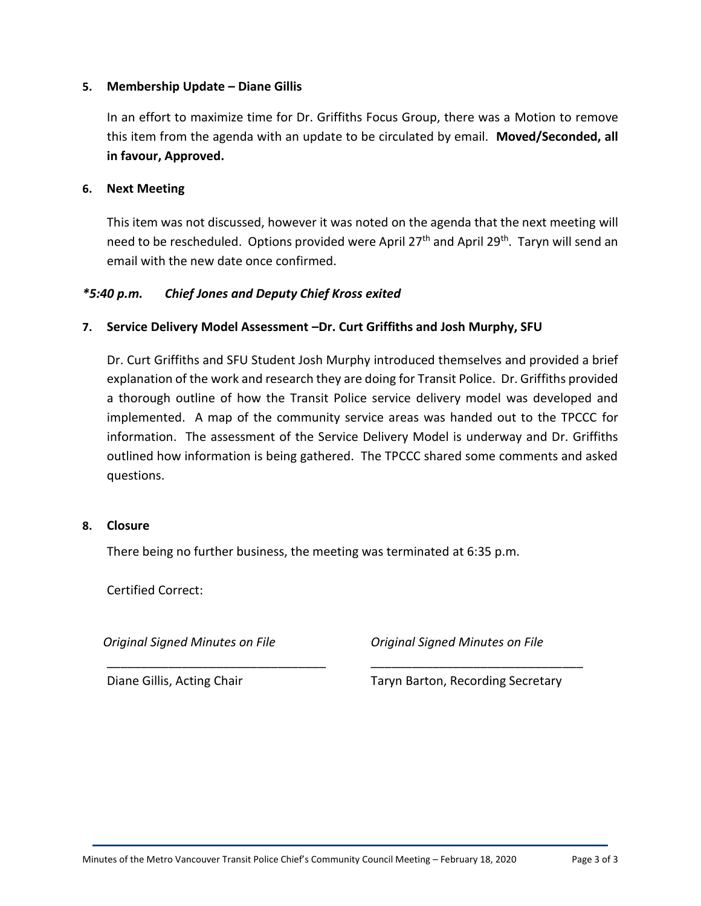**5. Membership Update – Diane Gillis**

In an effort to maximize time for Dr. Griffiths Focus Group, there was a Motion to remove this item from the agenda with an update to be circulated by email. **Moved/Seconded, all in favour, Approved.**

**6. Next Meeting**

This item was not discussed, however it was noted on the agenda that the next meeting will need to be rescheduled. Options provided were April 27th and April 29th. Taryn will send an email with the new date once confirmed.

***\*5:40 p.m. Chief Jones and Deputy Chief Kross exited***

**7. Service Delivery Model Assessment –Dr. Curt Griffiths and Josh Murphy, SFU**

Dr. Curt Griffiths and SFU Student Josh Murphy introduced themselves and provided a brief explanation of the work and research they are doing for Transit Police. Dr. Griffiths provided a thorough outline of how the Transit Police service delivery model was developed and implemented. A map of the community service areas was handed out to the TPCCC for information. The assessment of the Service Delivery Model is underway and Dr. Griffiths outlined how information is being gathered. The TPCCC shared some comments and asked questions.

**8. Closure**

There being no further business, the meeting was terminated at 6:35 p.m.

Certified Correct:

| | |
|---|---|
| *Original Signed Minutes on File* | *Original Signed Minutes on File* |
| _______________________________ | _______________________________ |
| Diane Gillis, Acting Chair | Taryn Barton, Recording Secretary |